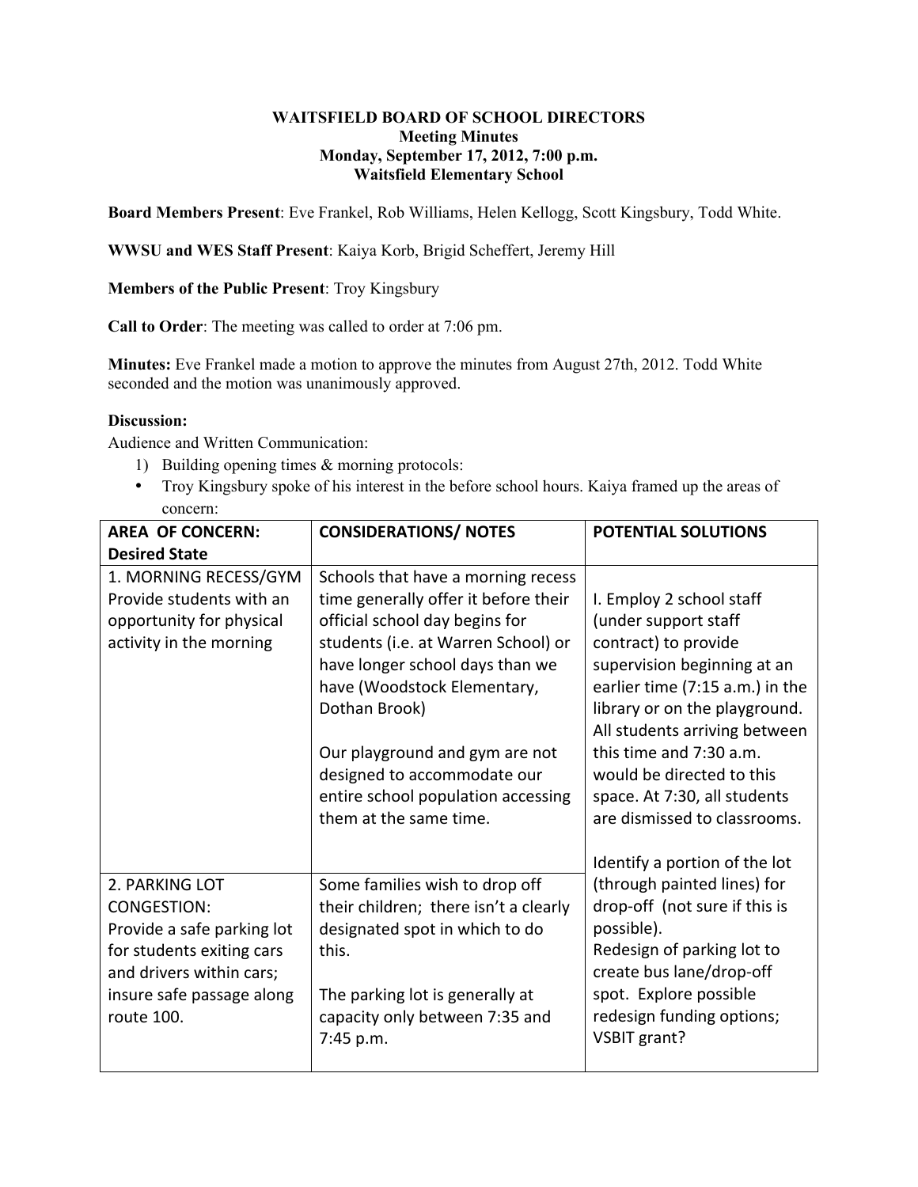**WAITSFIELD BOARD OF SCHOOL DIRECTORS**
**Meeting Minutes**
**Monday, September 17, 2012, 7:00 p.m.**
**Waitsfield Elementary School**

**Board Members Present**: Eve Frankel, Rob Williams, Helen Kellogg, Scott Kingsbury, Todd White.

**WWSU and WES Staff Present**: Kaiya Korb, Brigid Scheffert, Jeremy Hill

**Members of the Public Present**: Troy Kingsbury

**Call to Order**: The meeting was called to order at 7:06 pm.

**Minutes:** Eve Frankel made a motion to approve the minutes from August 27th, 2012. Todd White seconded and the motion was unanimously approved.

**Discussion:**

Audience and Written Communication:

1) Building opening times & morning protocols:

- Troy Kingsbury spoke of his interest in the before school hours. Kaiya framed up the areas of concern:

| **AREA OF CONCERN: Desired State** | **CONSIDERATIONS/ NOTES** | **POTENTIAL SOLUTIONS** |
|---|---|---|
| 1. MORNING RECESS/GYM Provide students with an opportunity for physical activity in the morning | Schools that have a morning recess time generally offer it before their official school day begins for students (i.e. at Warren School) or have longer school days than we have (Woodstock Elementary, Dothan Brook)<br><br>Our playground and gym are not designed to accommodate our entire school population accessing them at the same time. | I. Employ 2 school staff (under support staff contract) to provide supervision beginning at an earlier time (7:15 a.m.) in the library or on the playground. All students arriving between this time and 7:30 a.m. would be directed to this space. At 7:30, all students are dismissed to classrooms. |
| 2. PARKING LOT CONGESTION: Provide a safe parking lot for students exiting cars and drivers within cars; insure safe passage along route 100. | Some families wish to drop off their children; there isn't a clearly designated spot in which to do this.<br><br>The parking lot is generally at capacity only between 7:35 and 7:45 p.m. | Identify a portion of the lot (through painted lines) for drop-off (not sure if this is possible).<br>Redesign of parking lot to create bus lane/drop-off spot. Explore possible redesign funding options; VSBIT grant? |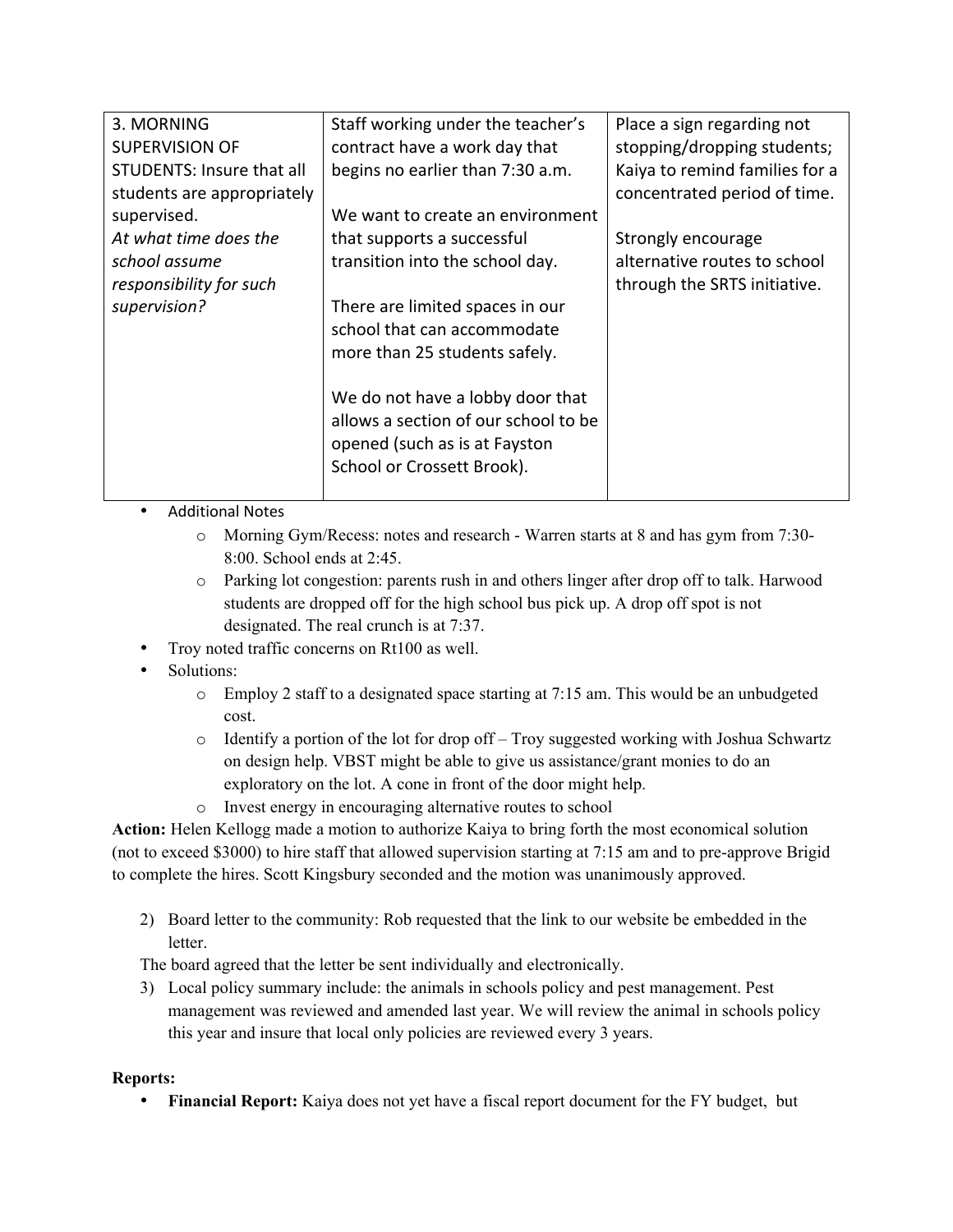| 3. MORNING SUPERVISION OF STUDENTS: Insure that all students are appropriately supervised. *At what time does the school assume responsibility for such supervision?* | Staff working under the teacher's contract have a work day that begins no earlier than 7:30 a.m.<br><br>We want to create an environment that supports a successful transition into the school day.<br><br>There are limited spaces in our school that can accommodate more than 25 students safely.<br><br>We do not have a lobby door that allows a section of our school to be opened (such as is at Fayston School or Crossett Brook). | Place a sign regarding not stopping/dropping students; Kaiya to remind families for a concentrated period of time.<br><br>Strongly encourage alternative routes to school through the SRTS initiative. |
|---|---|---|

- Additional Notes
  - Morning Gym/Recess: notes and research - Warren starts at 8 and has gym from 7:30-8:00. School ends at 2:45.
  - Parking lot congestion: parents rush in and others linger after drop off to talk. Harwood students are dropped off for the high school bus pick up. A drop off spot is not designated. The real crunch is at 7:37.
- Troy noted traffic concerns on Rt100 as well.
- Solutions:
  - Employ 2 staff to a designated space starting at 7:15 am. This would be an unbudgeted cost.
  - Identify a portion of the lot for drop off – Troy suggested working with Joshua Schwartz on design help. VBST might be able to give us assistance/grant monies to do an exploratory on the lot. A cone in front of the door might help.
  - Invest energy in encouraging alternative routes to school

**Action:** Helen Kellogg made a motion to authorize Kaiya to bring forth the most economical solution (not to exceed $3000) to hire staff that allowed supervision starting at 7:15 am and to pre-approve Brigid to complete the hires. Scott Kingsbury seconded and the motion was unanimously approved.

2) Board letter to the community: Rob requested that the link to our website be embedded in the letter.

The board agreed that the letter be sent individually and electronically.

3) Local policy summary include: the animals in schools policy and pest management. Pest management was reviewed and amended last year. We will review the animal in schools policy this year and insure that local only policies are reviewed every 3 years.

**Reports:**

- **Financial Report:** Kaiya does not yet have a fiscal report document for the FY budget, but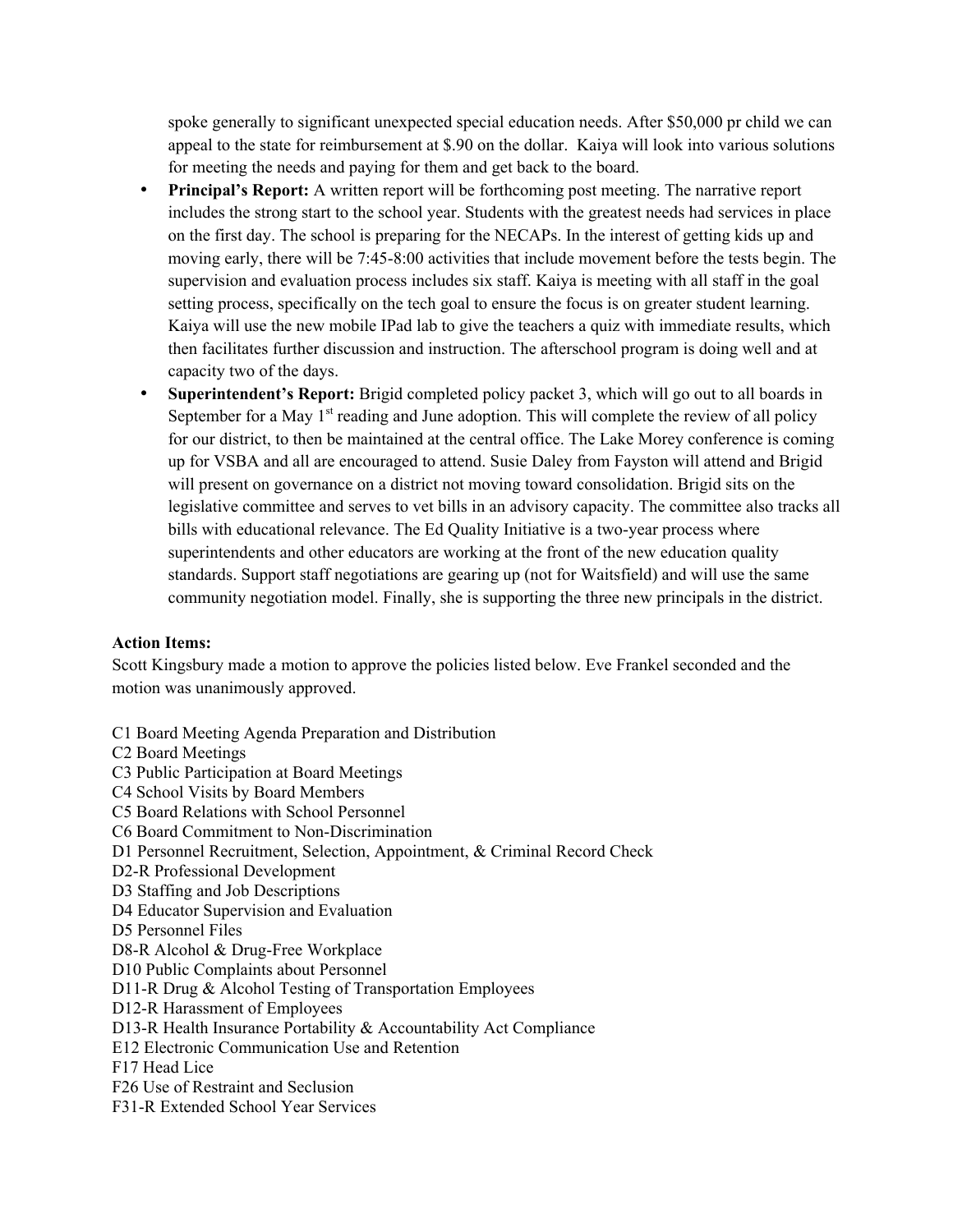spoke generally to significant unexpected special education needs. After $50,000 pr child we can appeal to the state for reimbursement at $.90 on the dollar.  Kaiya will look into various solutions for meeting the needs and paying for them and get back to the board.

- **Principal's Report:** A written report will be forthcoming post meeting. The narrative report includes the strong start to the school year. Students with the greatest needs had services in place on the first day. The school is preparing for the NECAPs. In the interest of getting kids up and moving early, there will be 7:45-8:00 activities that include movement before the tests begin. The supervision and evaluation process includes six staff. Kaiya is meeting with all staff in the goal setting process, specifically on the tech goal to ensure the focus is on greater student learning. Kaiya will use the new mobile IPad lab to give the teachers a quiz with immediate results, which then facilitates further discussion and instruction. The afterschool program is doing well and at capacity two of the days.
- **Superintendent's Report:** Brigid completed policy packet 3, which will go out to all boards in September for a May 1st reading and June adoption. This will complete the review of all policy for our district, to then be maintained at the central office. The Lake Morey conference is coming up for VSBA and all are encouraged to attend. Susie Daley from Fayston will attend and Brigid will present on governance on a district not moving toward consolidation. Brigid sits on the legislative committee and serves to vet bills in an advisory capacity. The committee also tracks all bills with educational relevance. The Ed Quality Initiative is a two-year process where superintendents and other educators are working at the front of the new education quality standards. Support staff negotiations are gearing up (not for Waitsfield) and will use the same community negotiation model. Finally, she is supporting the three new principals in the district.

**Action Items:**

Scott Kingsbury made a motion to approve the policies listed below. Eve Frankel seconded and the motion was unanimously approved.

C1 Board Meeting Agenda Preparation and Distribution
C2 Board Meetings
C3 Public Participation at Board Meetings
C4 School Visits by Board Members
C5 Board Relations with School Personnel
C6 Board Commitment to Non-Discrimination
D1 Personnel Recruitment, Selection, Appointment, & Criminal Record Check
D2-R Professional Development
D3 Staffing and Job Descriptions
D4 Educator Supervision and Evaluation
D5 Personnel Files
D8-R Alcohol & Drug-Free Workplace
D10 Public Complaints about Personnel
D11-R Drug & Alcohol Testing of Transportation Employees
D12-R Harassment of Employees
D13-R Health Insurance Portability & Accountability Act Compliance
E12 Electronic Communication Use and Retention
F17 Head Lice
F26 Use of Restraint and Seclusion
F31-R Extended School Year Services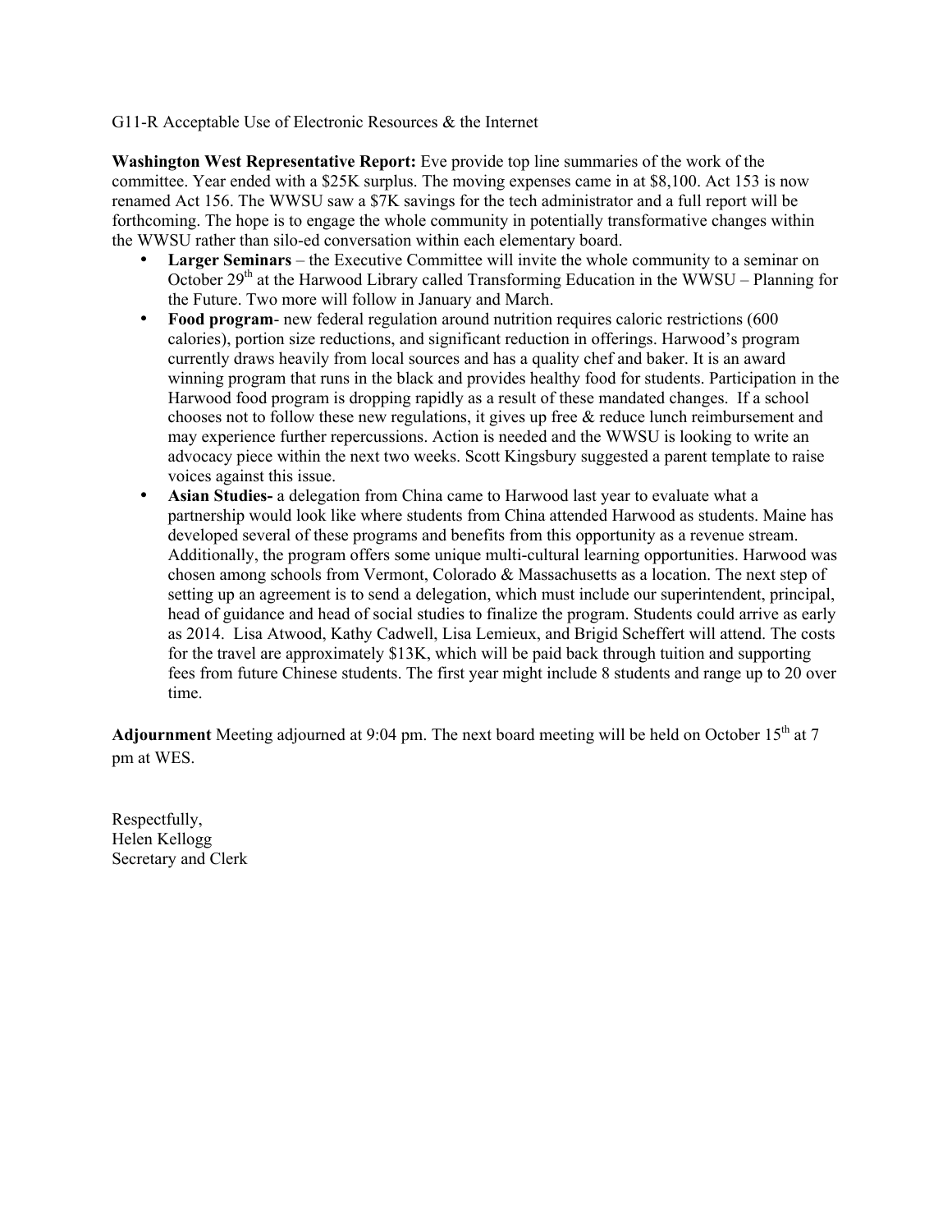G11-R Acceptable Use of Electronic Resources & the Internet

**Washington West Representative Report:** Eve provide top line summaries of the work of the committee. Year ended with a $25K surplus. The moving expenses came in at $8,100. Act 153 is now renamed Act 156. The WWSU saw a $7K savings for the tech administrator and a full report will be forthcoming. The hope is to engage the whole community in potentially transformative changes within the WWSU rather than silo-ed conversation within each elementary board.

- **Larger Seminars** – the Executive Committee will invite the whole community to a seminar on October 29th at the Harwood Library called Transforming Education in the WWSU – Planning for the Future. Two more will follow in January and March.
- **Food program**- new federal regulation around nutrition requires caloric restrictions (600 calories), portion size reductions, and significant reduction in offerings. Harwood's program currently draws heavily from local sources and has a quality chef and baker. It is an award winning program that runs in the black and provides healthy food for students. Participation in the Harwood food program is dropping rapidly as a result of these mandated changes. If a school chooses not to follow these new regulations, it gives up free & reduce lunch reimbursement and may experience further repercussions. Action is needed and the WWSU is looking to write an advocacy piece within the next two weeks. Scott Kingsbury suggested a parent template to raise voices against this issue.
- **Asian Studies-** a delegation from China came to Harwood last year to evaluate what a partnership would look like where students from China attended Harwood as students. Maine has developed several of these programs and benefits from this opportunity as a revenue stream. Additionally, the program offers some unique multi-cultural learning opportunities. Harwood was chosen among schools from Vermont, Colorado & Massachusetts as a location. The next step of setting up an agreement is to send a delegation, which must include our superintendent, principal, head of guidance and head of social studies to finalize the program. Students could arrive as early as 2014. Lisa Atwood, Kathy Cadwell, Lisa Lemieux, and Brigid Scheffert will attend. The costs for the travel are approximately $13K, which will be paid back through tuition and supporting fees from future Chinese students. The first year might include 8 students and range up to 20 over time.

**Adjournment** Meeting adjourned at 9:04 pm. The next board meeting will be held on October 15th at 7 pm at WES.

Respectfully,
Helen Kellogg
Secretary and Clerk